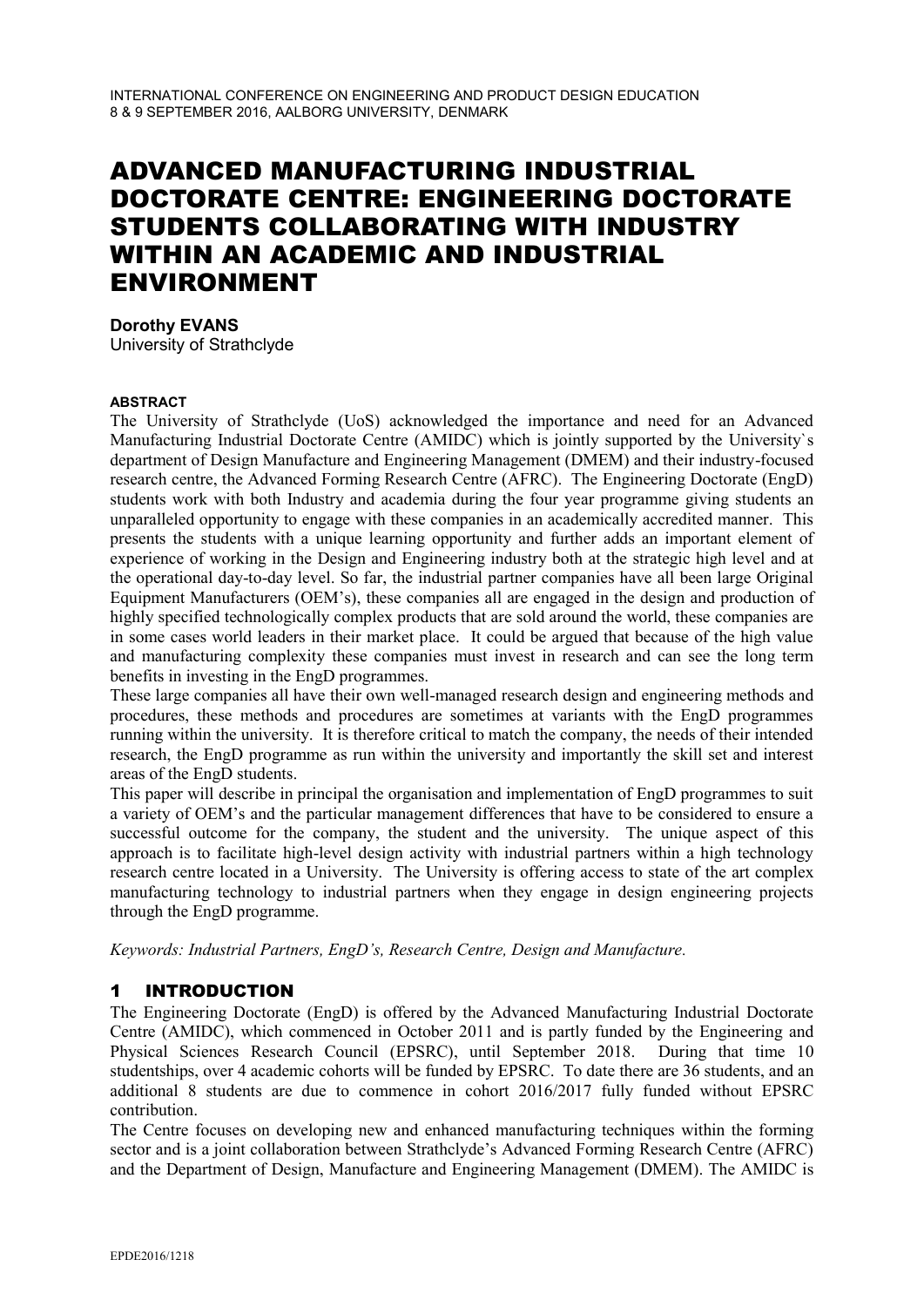# ADVANCED MANUFACTURING INDUSTRIAL DOCTORATE CENTRE: ENGINEERING DOCTORATE STUDENTS COLLABORATING WITH INDUSTRY WITHIN AN ACADEMIC AND INDUSTRIAL ENVIRONMENT

**Dorothy EVANS**
University of Strathclyde

#### ABSTRACT

The University of Strathclyde (UoS) acknowledged the importance and need for an Advanced Manufacturing Industrial Doctorate Centre (AMIDC) which is jointly supported by the University`s department of Design Manufacture and Engineering Management (DMEM) and their industry-focused research centre, the Advanced Forming Research Centre (AFRC). The Engineering Doctorate (EngD) students work with both Industry and academia during the four year programme giving students an unparalleled opportunity to engage with these companies in an academically accredited manner. This presents the students with a unique learning opportunity and further adds an important element of experience of working in the Design and Engineering industry both at the strategic high level and at the operational day-to-day level. So far, the industrial partner companies have all been large Original Equipment Manufacturers (OEM's), these companies all are engaged in the design and production of highly specified technologically complex products that are sold around the world, these companies are in some cases world leaders in their market place. It could be argued that because of the high value and manufacturing complexity these companies must invest in research and can see the long term benefits in investing in the EngD programmes.

These large companies all have their own well-managed research design and engineering methods and procedures, these methods and procedures are sometimes at variants with the EngD programmes running within the university. It is therefore critical to match the company, the needs of their intended research, the EngD programme as run within the university and importantly the skill set and interest areas of the EngD students.

This paper will describe in principal the organisation and implementation of EngD programmes to suit a variety of OEM's and the particular management differences that have to be considered to ensure a successful outcome for the company, the student and the university. The unique aspect of this approach is to facilitate high-level design activity with industrial partners within a high technology research centre located in a University. The University is offering access to state of the art complex manufacturing technology to industrial partners when they engage in design engineering projects through the EngD programme.

*Keywords: Industrial Partners, EngD's, Research Centre, Design and Manufacture.*

## 1 INTRODUCTION

The Engineering Doctorate (EngD) is offered by the Advanced Manufacturing Industrial Doctorate Centre (AMIDC), which commenced in October 2011 and is partly funded by the Engineering and Physical Sciences Research Council (EPSRC), until September 2018. During that time 10 studentships, over 4 academic cohorts will be funded by EPSRC. To date there are 36 students, and an additional 8 students are due to commence in cohort 2016/2017 fully funded without EPSRC contribution.

The Centre focuses on developing new and enhanced manufacturing techniques within the forming sector and is a joint collaboration between Strathclyde's Advanced Forming Research Centre (AFRC) and the Department of Design, Manufacture and Engineering Management (DMEM). The AMIDC is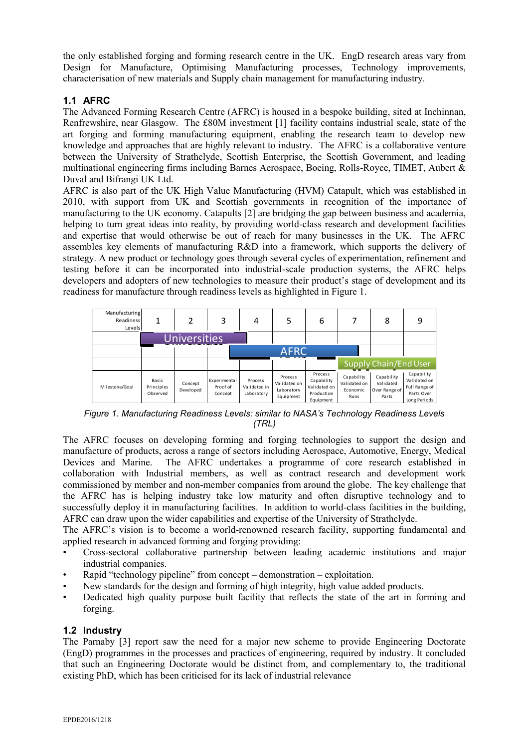the only established forging and forming research centre in the UK. EngD research areas vary from Design for Manufacture, Optimising Manufacturing processes, Technology improvements, characterisation of new materials and Supply chain management for manufacturing industry.

## 1.1 AFRC

The Advanced Forming Research Centre (AFRC) is housed in a bespoke building, sited at Inchinnan, Renfrewshire, near Glasgow. The £80M investment [1] facility contains industrial scale, state of the art forging and forming manufacturing equipment, enabling the research team to develop new knowledge and approaches that are highly relevant to industry. The AFRC is a collaborative venture between the University of Strathclyde, Scottish Enterprise, the Scottish Government, and leading multinational engineering firms including Barnes Aerospace, Boeing, Rolls-Royce, TIMET, Aubert & Duval and Bifrangi UK Ltd.

AFRC is also part of the UK High Value Manufacturing (HVM) Catapult, which was established in 2010, with support from UK and Scottish governments in recognition of the importance of manufacturing to the UK economy. Catapults [2] are bridging the gap between business and academia, helping to turn great ideas into reality, by providing world-class research and development facilities and expertise that would otherwise be out of reach for many businesses in the UK. The AFRC assembles key elements of manufacturing R&D into a framework, which supports the delivery of strategy. A new product or technology goes through several cycles of experimentation, refinement and testing before it can be incorporated into industrial-scale production systems, the AFRC helps developers and adopters of new technologies to measure their product's stage of development and its readiness for manufacture through readiness levels as highlighted in Figure 1.

| Manufacturing Readiness Levels | 1 | 2 | 3 | 4 | 5 | 6 | 7 | 8 | 9 |
|---|---|---|---|---|---|---|---|---|---|
| | Universities | | | | | | | | |
| | | | | AFRC | | | | | |
| | | | | | | | Supply Chain/End User | | |
| Milestone/Goal | Basic Principles Observed | Concept Developed | Experimental Proof of Concept | Process Validated in Laboratory | Process Validated on Laboratory Equipment | Process Capability Validated on Production Equipment | Capability Validated on Economic Runs | Capability Validated Over Range of Parts | Capability Validated on Full Range of Parts Over Long Periods |

*Figure 1. Manufacturing Readiness Levels: similar to NASA's Technology Readiness Levels (TRL)*

The AFRC focuses on developing forming and forging technologies to support the design and manufacture of products, across a range of sectors including Aerospace, Automotive, Energy, Medical Devices and Marine. The AFRC undertakes a programme of core research established in collaboration with Industrial members, as well as contract research and development work commissioned by member and non-member companies from around the globe. The key challenge that the AFRC has is helping industry take low maturity and often disruptive technology and to successfully deploy it in manufacturing facilities. In addition to world-class facilities in the building, AFRC can draw upon the wider capabilities and expertise of the University of Strathclyde.

The AFRC's vision is to become a world-renowned research facility, supporting fundamental and applied research in advanced forming and forging providing:

- Cross-sectoral collaborative partnership between leading academic institutions and major industrial companies.
- Rapid "technology pipeline" from concept – demonstration – exploitation.
- New standards for the design and forming of high integrity, high value added products.
- Dedicated high quality purpose built facility that reflects the state of the art in forming and forging.

## 1.2 Industry

The Parnaby [3] report saw the need for a major new scheme to provide Engineering Doctorate (EngD) programmes in the processes and practices of engineering, required by industry. It concluded that such an Engineering Doctorate would be distinct from, and complementary to, the traditional existing PhD, which has been criticised for its lack of industrial relevance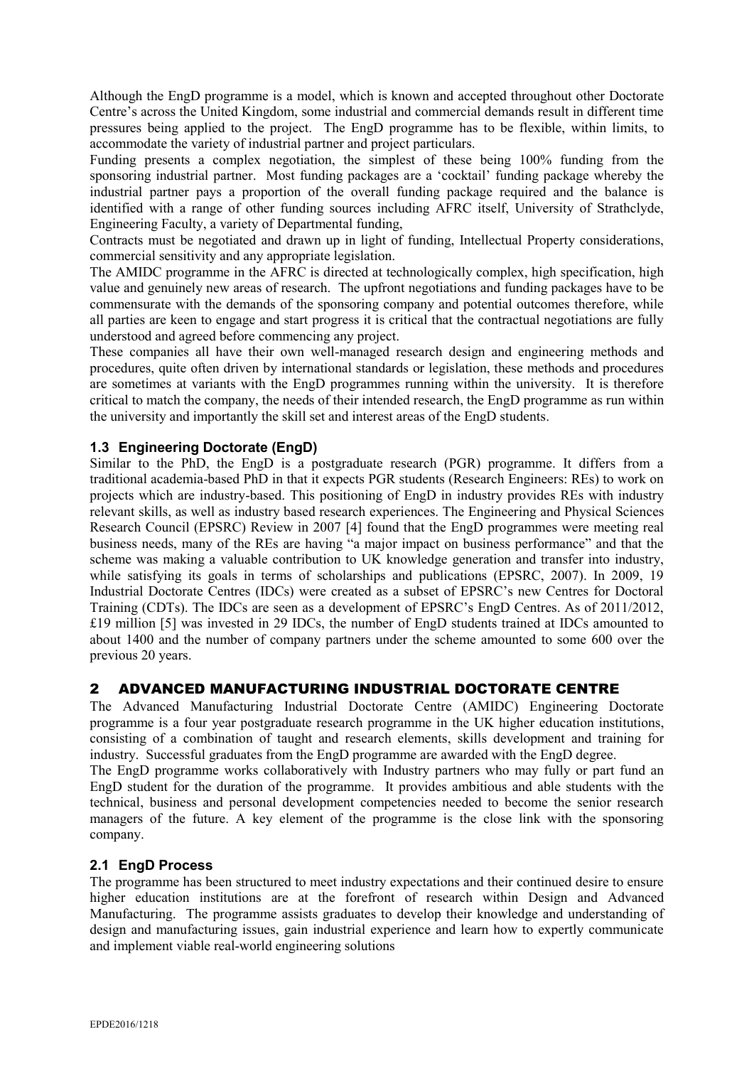Although the EngD programme is a model, which is known and accepted throughout other Doctorate Centre's across the United Kingdom, some industrial and commercial demands result in different time pressures being applied to the project. The EngD programme has to be flexible, within limits, to accommodate the variety of industrial partner and project particulars.

Funding presents a complex negotiation, the simplest of these being 100% funding from the sponsoring industrial partner. Most funding packages are a 'cocktail' funding package whereby the industrial partner pays a proportion of the overall funding package required and the balance is identified with a range of other funding sources including AFRC itself, University of Strathclyde, Engineering Faculty, a variety of Departmental funding,

Contracts must be negotiated and drawn up in light of funding, Intellectual Property considerations, commercial sensitivity and any appropriate legislation.

The AMIDC programme in the AFRC is directed at technologically complex, high specification, high value and genuinely new areas of research. The upfront negotiations and funding packages have to be commensurate with the demands of the sponsoring company and potential outcomes therefore, while all parties are keen to engage and start progress it is critical that the contractual negotiations are fully understood and agreed before commencing any project.

These companies all have their own well-managed research design and engineering methods and procedures, quite often driven by international standards or legislation, these methods and procedures are sometimes at variants with the EngD programmes running within the university. It is therefore critical to match the company, the needs of their intended research, the EngD programme as run within the university and importantly the skill set and interest areas of the EngD students.

### 1.3 Engineering Doctorate (EngD)

Similar to the PhD, the EngD is a postgraduate research (PGR) programme. It differs from a traditional academia-based PhD in that it expects PGR students (Research Engineers: REs) to work on projects which are industry-based. This positioning of EngD in industry provides REs with industry relevant skills, as well as industry based research experiences. The Engineering and Physical Sciences Research Council (EPSRC) Review in 2007 [4] found that the EngD programmes were meeting real business needs, many of the REs are having "a major impact on business performance" and that the scheme was making a valuable contribution to UK knowledge generation and transfer into industry, while satisfying its goals in terms of scholarships and publications (EPSRC, 2007). In 2009, 19 Industrial Doctorate Centres (IDCs) were created as a subset of EPSRC's new Centres for Doctoral Training (CDTs). The IDCs are seen as a development of EPSRC's EngD Centres. As of 2011/2012, £19 million [5] was invested in 29 IDCs, the number of EngD students trained at IDCs amounted to about 1400 and the number of company partners under the scheme amounted to some 600 over the previous 20 years.

## 2 ADVANCED MANUFACTURING INDUSTRIAL DOCTORATE CENTRE

The Advanced Manufacturing Industrial Doctorate Centre (AMIDC) Engineering Doctorate programme is a four year postgraduate research programme in the UK higher education institutions, consisting of a combination of taught and research elements, skills development and training for industry. Successful graduates from the EngD programme are awarded with the EngD degree.

The EngD programme works collaboratively with Industry partners who may fully or part fund an EngD student for the duration of the programme. It provides ambitious and able students with the technical, business and personal development competencies needed to become the senior research managers of the future. A key element of the programme is the close link with the sponsoring company.

### 2.1 EngD Process

The programme has been structured to meet industry expectations and their continued desire to ensure higher education institutions are at the forefront of research within Design and Advanced Manufacturing. The programme assists graduates to develop their knowledge and understanding of design and manufacturing issues, gain industrial experience and learn how to expertly communicate and implement viable real-world engineering solutions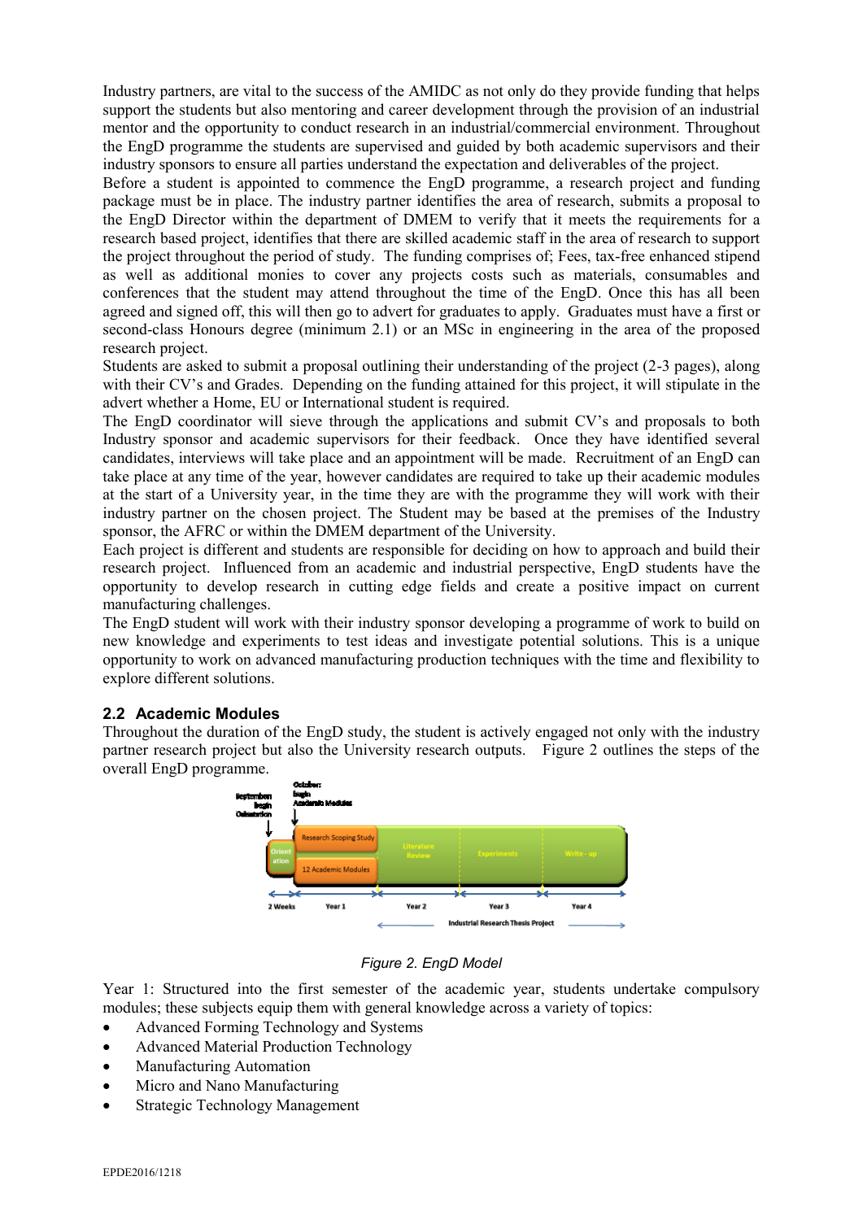Industry partners, are vital to the success of the AMIDC as not only do they provide funding that helps support the students but also mentoring and career development through the provision of an industrial mentor and the opportunity to conduct research in an industrial/commercial environment. Throughout the EngD programme the students are supervised and guided by both academic supervisors and their industry sponsors to ensure all parties understand the expectation and deliverables of the project.

Before a student is appointed to commence the EngD programme, a research project and funding package must be in place. The industry partner identifies the area of research, submits a proposal to the EngD Director within the department of DMEM to verify that it meets the requirements for a research based project, identifies that there are skilled academic staff in the area of research to support the project throughout the period of study. The funding comprises of; Fees, tax-free enhanced stipend as well as additional monies to cover any projects costs such as materials, consumables and conferences that the student may attend throughout the time of the EngD. Once this has all been agreed and signed off, this will then go to advert for graduates to apply. Graduates must have a first or second-class Honours degree (minimum 2.1) or an MSc in engineering in the area of the proposed research project.

Students are asked to submit a proposal outlining their understanding of the project (2-3 pages), along with their CV's and Grades. Depending on the funding attained for this project, it will stipulate in the advert whether a Home, EU or International student is required.

The EngD coordinator will sieve through the applications and submit CV's and proposals to both Industry sponsor and academic supervisors for their feedback. Once they have identified several candidates, interviews will take place and an appointment will be made. Recruitment of an EngD can take place at any time of the year, however candidates are required to take up their academic modules at the start of a University year, in the time they are with the programme they will work with their industry partner on the chosen project. The Student may be based at the premises of the Industry sponsor, the AFRC or within the DMEM department of the University.

Each project is different and students are responsible for deciding on how to approach and build their research project. Influenced from an academic and industrial perspective, EngD students have the opportunity to develop research in cutting edge fields and create a positive impact on current manufacturing challenges.

The EngD student will work with their industry sponsor developing a programme of work to build on new knowledge and experiments to test ideas and investigate potential solutions. This is a unique opportunity to work on advanced manufacturing production techniques with the time and flexibility to explore different solutions.

## 2.2 Academic Modules

Throughout the duration of the EngD study, the student is actively engaged not only with the industry partner research project but also the University research outputs. Figure 2 outlines the steps of the overall EngD programme.

*Figure 2. EngD Model*

Year 1: Structured into the first semester of the academic year, students undertake compulsory modules; these subjects equip them with general knowledge across a variety of topics:

- Advanced Forming Technology and Systems
- Advanced Material Production Technology
- Manufacturing Automation
- Micro and Nano Manufacturing
- Strategic Technology Management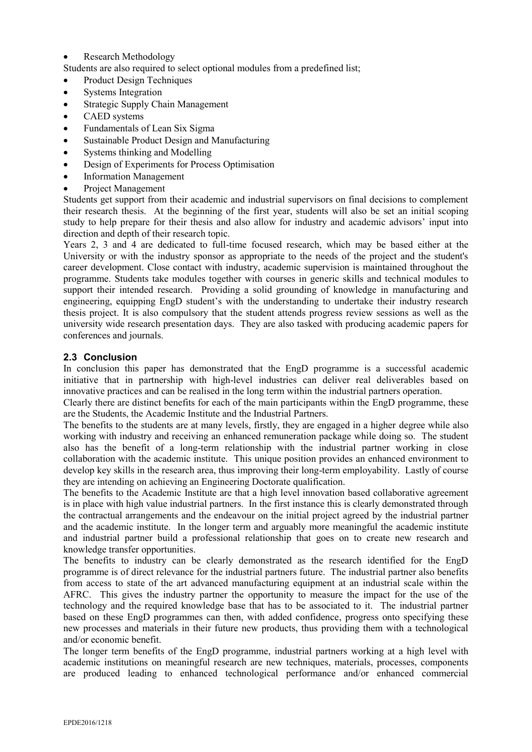- Research Methodology

Students are also required to select optional modules from a predefined list;

- Product Design Techniques
- Systems Integration
- Strategic Supply Chain Management
- CAED systems
- Fundamentals of Lean Six Sigma
- Sustainable Product Design and Manufacturing
- Systems thinking and Modelling
- Design of Experiments for Process Optimisation
- Information Management
- Project Management

Students get support from their academic and industrial supervisors on final decisions to complement their research thesis. At the beginning of the first year, students will also be set an initial scoping study to help prepare for their thesis and also allow for industry and academic advisors' input into direction and depth of their research topic.

Years 2, 3 and 4 are dedicated to full-time focused research, which may be based either at the University or with the industry sponsor as appropriate to the needs of the project and the student's career development. Close contact with industry, academic supervision is maintained throughout the programme. Students take modules together with courses in generic skills and technical modules to support their intended research. Providing a solid grounding of knowledge in manufacturing and engineering, equipping EngD student's with the understanding to undertake their industry research thesis project. It is also compulsory that the student attends progress review sessions as well as the university wide research presentation days. They are also tasked with producing academic papers for conferences and journals.

### 2.3 Conclusion

In conclusion this paper has demonstrated that the EngD programme is a successful academic initiative that in partnership with high-level industries can deliver real deliverables based on innovative practices and can be realised in the long term within the industrial partners operation.

Clearly there are distinct benefits for each of the main participants within the EngD programme, these are the Students, the Academic Institute and the Industrial Partners.

The benefits to the students are at many levels, firstly, they are engaged in a higher degree while also working with industry and receiving an enhanced remuneration package while doing so. The student also has the benefit of a long-term relationship with the industrial partner working in close collaboration with the academic institute. This unique position provides an enhanced environment to develop key skills in the research area, thus improving their long-term employability. Lastly of course they are intending on achieving an Engineering Doctorate qualification.

The benefits to the Academic Institute are that a high level innovation based collaborative agreement is in place with high value industrial partners. In the first instance this is clearly demonstrated through the contractual arrangements and the endeavour on the initial project agreed by the industrial partner and the academic institute. In the longer term and arguably more meaningful the academic institute and industrial partner build a professional relationship that goes on to create new research and knowledge transfer opportunities.

The benefits to industry can be clearly demonstrated as the research identified for the EngD programme is of direct relevance for the industrial partners future. The industrial partner also benefits from access to state of the art advanced manufacturing equipment at an industrial scale within the AFRC. This gives the industry partner the opportunity to measure the impact for the use of the technology and the required knowledge base that has to be associated to it. The industrial partner based on these EngD programmes can then, with added confidence, progress onto specifying these new processes and materials in their future new products, thus providing them with a technological and/or economic benefit.

The longer term benefits of the EngD programme, industrial partners working at a high level with academic institutions on meaningful research are new techniques, materials, processes, components are produced leading to enhanced technological performance and/or enhanced commercial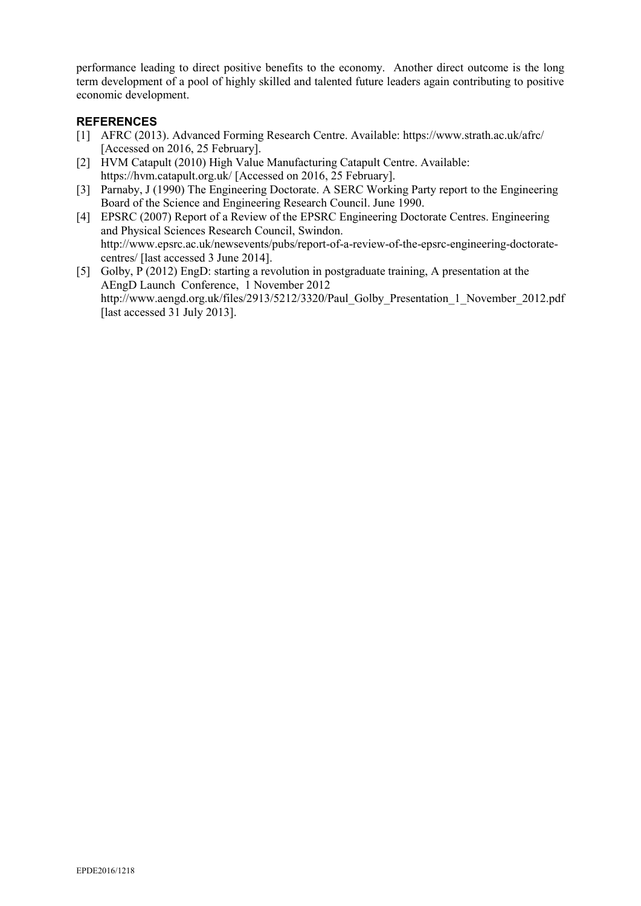performance leading to direct positive benefits to the economy. Another direct outcome is the long term development of a pool of highly skilled and talented future leaders again contributing to positive economic development.

## REFERENCES

[1] AFRC (2013). Advanced Forming Research Centre. Available: https://www.strath.ac.uk/afrc/ [Accessed on 2016, 25 February].

[2] HVM Catapult (2010) High Value Manufacturing Catapult Centre. Available: https://hvm.catapult.org.uk/ [Accessed on 2016, 25 February].

[3] Parnaby, J (1990) The Engineering Doctorate. A SERC Working Party report to the Engineering Board of the Science and Engineering Research Council. June 1990.

[4] EPSRC (2007) Report of a Review of the EPSRC Engineering Doctorate Centres. Engineering and Physical Sciences Research Council, Swindon. http://www.epsrc.ac.uk/newsevents/pubs/report-of-a-review-of-the-epsrc-engineering-doctorate-centres/ [last accessed 3 June 2014].

[5] Golby, P (2012) EngD: starting a revolution in postgraduate training, A presentation at the AEngD Launch Conference, 1 November 2012 http://www.aengd.org.uk/files/2913/5212/3320/Paul_Golby_Presentation_1_November_2012.pdf [last accessed 31 July 2013].